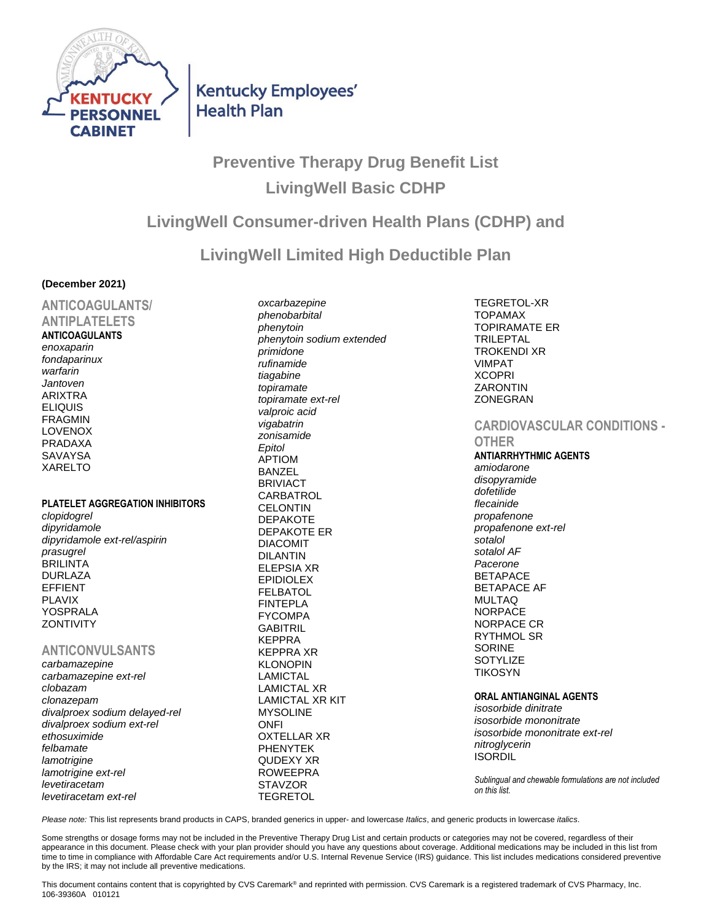Kentucky Personnel Cabinet

Kentucky Employees' Health Plan

# Preventive Therapy Drug Benefit List

# LivingWell Basic CDHP

# LivingWell Consumer-driven Health Plans (CDHP) and

# LivingWell Limited High Deductible Plan

**(December 2021)**

## ANTICOAGULANTS/ ANTIPLATELETS

### ANTICOAGULANTS

*enoxaparin*
*fondaparinux*
*warfarin*
*Jantoven*
ARIXTRA
ELIQUIS
FRAGMIN
LOVENOX
PRADAXA
SAVAYSA
XARELTO

### PLATELET AGGREGATION INHIBITORS

*clopidogrel*
*dipyridamole*
*dipyridamole ext-rel/aspirin*
*prasugrel*
BRILINTA
DURLAZA
EFFIENT
PLAVIX
YOSPRALA
ZONTIVITY

## ANTICONVULSANTS

*carbamazepine*
*carbamazepine ext-rel*
*clobazam*
*clonazepam*
*divalproex sodium delayed-rel*
*divalproex sodium ext-rel*
*ethosuximide*
*felbamate*
*lamotrigine*
*lamotrigine ext-rel*
*levetiracetam*
*levetiracetam ext-rel*
*oxcarbazepine*
*phenobarbital*
*phenytoin*
*phenytoin sodium extended*
*primidone*
*rufinamide*
*tiagabine*
*topiramate*
*topiramate ext-rel*
*valproic acid*
*vigabatrin*
*zonisamide*
*Epitol*
APTIOM
BANZEL
BRIVIACT
CARBATROL
CELONTIN
DEPAKOTE
DEPAKOTE ER
DIACOMIT
DILANTIN
ELEPSIA XR
EPIDIOLEX
FELBATOL
FINTEPLA
FYCOMPA
GABITRIL
KEPPRA
KEPPRA XR
KLONOPIN
LAMICTAL
LAMICTAL XR
LAMICTAL XR KIT
MYSOLINE
ONFI
OXTELLAR XR
PHENYTEK
QUDEXY XR
ROWEEPRA
STAVZOR
TEGRETOL
TEGRETOL-XR
TOPAMAX
TOPIRAMATE ER
TRILEPTAL
TROKENDI XR
VIMPAT
XCOPRI
ZARONTIN
ZONEGRAN

## CARDIOVASCULAR CONDITIONS - OTHER

### ANTIARRHYTHMIC AGENTS

*amiodarone*
*disopyramide*
*dofetilide*
*flecainide*
*propafenone*
*propafenone ext-rel*
*sotalol*
*sotalol AF*
*Pacerone*
BETAPACE
BETAPACE AF
MULTAQ
NORPACE
NORPACE CR
RYTHMOL SR
SORINE
SOTYLIZE
TIKOSYN

### ORAL ANTIANGINAL AGENTS

*isosorbide dinitrate*
*isosorbide mononitrate*
*isosorbide mononitrate ext-rel*
*nitroglycerin*
ISORDIL

*Sublingual and chewable formulations are not included on this list.*

*Please note:* This list represents brand products in CAPS, branded generics in upper- and lowercase *Italics*, and generic products in lowercase *italics*.

Some strengths or dosage forms may not be included in the Preventive Therapy Drug List and certain products or categories may not be covered, regardless of their appearance in this document. Please check with your plan provider should you have any questions about coverage. Additional medications may be included in this list from time to time in compliance with Affordable Care Act requirements and/or U.S. Internal Revenue Service (IRS) guidance. This list includes medications considered preventive by the IRS; it may not include all preventive medications.

This document contains content that is copyrighted by CVS Caremark® and reprinted with permission. CVS Caremark is a registered trademark of CVS Pharmacy, Inc.
106-39360A 010121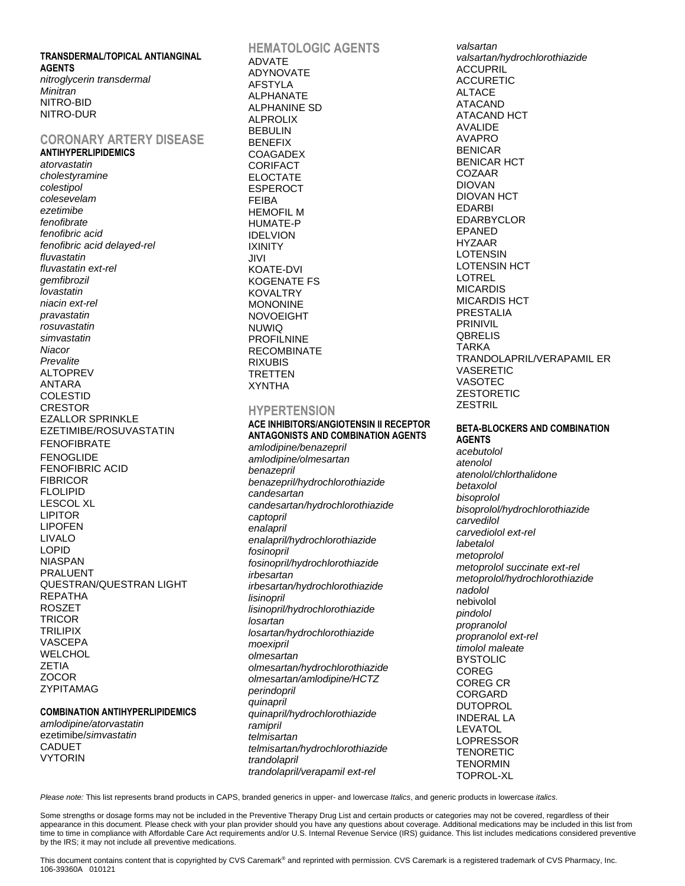#### TRANSDERMAL/TOPICAL ANTIANGINAL AGENTS

*nitroglycerin transdermal*
*Minitran*
NITRO-BID
NITRO-DUR

## CORONARY ARTERY DISEASE

#### ANTIHYPERLIPIDEMICS

*atorvastatin*
*cholestyramine*
*colestipol*
*colesevelam*
*ezetimibe*
*fenofibrate*
*fenofibric acid*
*fenofibric acid delayed-rel*
*fluvastatin*
*fluvastatin ext-rel*
*gemfibrozil*
*lovastatin*
*niacin ext-rel*
*pravastatin*
*rosuvastatin*
*simvastatin*
*Niacor*
*Prevalite*
ALTOPREV
ANTARA
COLESTID
CRESTOR
EZALLOR SPRINKLE
EZETIMIBE/ROSUVASTATIN
FENOFIBRATE
FENOGLIDE
FENOFIBRIC ACID
FIBRICOR
FLOLIPID
LESCOL XL
LIPITOR
LIPOFEN
LIVALO
LOPID
NIASPAN
PRALUENT
QUESTRAN/QUESTRAN LIGHT
REPATHA
ROSZET
TRICOR
TRILIPIX
VASCEPA
WELCHOL
ZETIA
ZOCOR
ZYPITAMAG

#### COMBINATION ANTIHYPERLIPIDEMICS

*amlodipine/atorvastatin*
ezetimibe/*simvastatin*
CADUET
VYTORIN

## HEMATOLOGIC AGENTS

ADVATE
ADYNOVATE
AFSTYLA
ALPHANATE
ALPHANINE SD
ALPROLIX
BEBULIN
BENEFIX
COAGADEX
CORIFACT
ELOCTATE
ESPEROCT
FEIBA
HEMOFIL M
HUMATE-P
IDELVION
IXINITY
JIVI
KOATE-DVI
KOGENATE FS
KOVALTRY
MONONINE
NOVOEIGHT
NUWIQ
PROFILNINE
RECOMBINATE
RIXUBIS
TRETTEN
XYNTHA

## HYPERTENSION

#### ACE INHIBITORS/ANGIOTENSIN II RECEPTOR ANTAGONISTS AND COMBINATION AGENTS

*amlodipine/benazepril*
*amlodipine/olmesartan*
*benazepril*
*benazepril/hydrochlorothiazide*
*candesartan*
*candesartan/hydrochlorothiazide*
*captopril*
*enalapril*
*enalapril/hydrochlorothiazide*
*fosinopril*
*fosinopril/hydrochlorothiazide*
*irbesartan*
*irbesartan/hydrochlorothiazide*
*lisinopril*
*lisinopril/hydrochlorothiazide*
*losartan*
*losartan/hydrochlorothiazide*
*moexipril*
*olmesartan*
*olmesartan/hydrochlorothiazide*
*olmesartan/amlodipine/HCTZ*
*perindopril*
*quinapril*
*quinapril/hydrochlorothiazide*
*ramipril*
*telmisartan*
*telmisartan/hydrochlorothiazide*
*trandolapril*
*trandolapril/verapamil ext-rel*
*valsartan*
*valsartan/hydrochlorothiazide*
ACCUPRIL
ACCURETIC
ALTACE
ATACAND
ATACAND HCT
AVALIDE
AVAPRO
BENICAR
BENICAR HCT
COZAAR
DIOVAN
DIOVAN HCT
EDARBI
EDARBYCLOR
EPANED
HYZAAR
LOTENSIN
LOTENSIN HCT
LOTREL
MICARDIS
MICARDIS HCT
PRESTALIA
PRINIVIL
QBRELIS
TARKA
TRANDOLAPRIL/VERAPAMIL ER
VASERETIC
VASOTEC
ZESTORETIC
ZESTRIL

#### BETA-BLOCKERS AND COMBINATION AGENTS

*acebutolol*
*atenolol*
*atenolol/chlorthalidone*
*betaxolol*
*bisoprolol*
*bisoprolol/hydrochlorothiazide*
*carvedilol*
*carvediolol ext-rel*
*labetalol*
*metoprolol*
*metoprolol succinate ext-rel*
*metoprolol/hydrochlorothiazide*
*nadolol*
nebivolol
*pindolol*
*propranolol*
*propranolol ext-rel*
*timolol maleate*
BYSTOLIC
COREG
COREG CR
CORGARD
DUTOPROL
INDERAL LA
LEVATOL
LOPRESSOR
TENORETIC
TENORMIN
TOPROL-XL

*Please note:* This list represents brand products in CAPS, branded generics in upper- and lowercase *Italics*, and generic products in lowercase *italics*.

Some strengths or dosage forms may not be included in the Preventive Therapy Drug List and certain products or categories may not be covered, regardless of their appearance in this document. Please check with your plan provider should you have any questions about coverage. Additional medications may be included in this list from time to time in compliance with Affordable Care Act requirements and/or U.S. Internal Revenue Service (IRS) guidance. This list includes medications considered preventive by the IRS; it may not include all preventive medications.

This document contains content that is copyrighted by CVS Caremark® and reprinted with permission. CVS Caremark is a registered trademark of CVS Pharmacy, Inc.
106-39360A 010121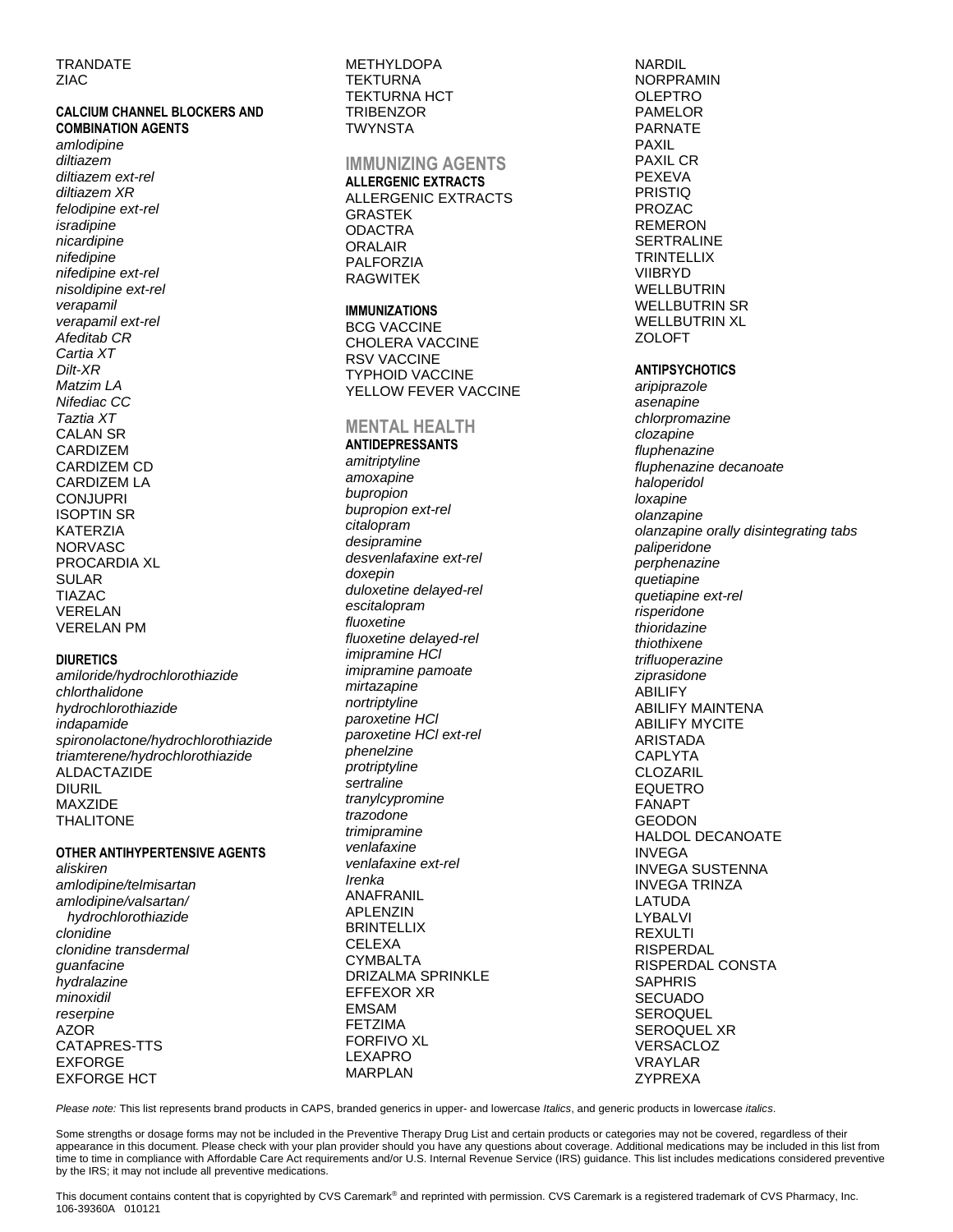TRANDATE
ZIAC

#### CALCIUM CHANNEL BLOCKERS AND COMBINATION AGENTS

*amlodipine*
*diltiazem*
*diltiazem ext-rel*
*diltiazem XR*
*felodipine ext-rel*
*isradipine*
*nicardipine*
*nifedipine*
*nifedipine ext-rel*
*nisoldipine ext-rel*
*verapamil*
*verapamil ext-rel*
*Afeditab CR*
*Cartia XT*
*Dilt-XR*
*Matzim LA*
*Nifediac CC*
*Taztia XT*
CALAN SR
CARDIZEM
CARDIZEM CD
CARDIZEM LA
CONJUPRI
ISOPTIN SR
KATERZIA
NORVASC
PROCARDIA XL
SULAR
TIAZAC
VERELAN
VERELAN PM

#### DIURETICS

*amiloride/hydrochlorothiazide*
*chlorthalidone*
*hydrochlorothiazide*
*indapamide*
*spironolactone/hydrochlorothiazide*
*triamterene/hydrochlorothiazide*
ALDACTAZIDE
DIURIL
MAXZIDE
THALITONE

#### OTHER ANTIHYPERTENSIVE AGENTS

*aliskiren*
*amlodipine/telmisartan*
*amlodipine/valsartan/hydrochlorothiazide*
*clonidine*
*clonidine transdermal*
*guanfacine*
*hydralazine*
*minoxidil*
*reserpine*
AZOR
CATAPRES-TTS
EXFORGE
EXFORGE HCT
METHYLDOPA
TEKTURNA
TEKTURNA HCT
TRIBENZOR
TWYNSTA

## IMMUNIZING AGENTS

#### ALLERGENIC EXTRACTS

ALLERGENIC EXTRACTS
GRASTEK
ODACTRA
ORALAIR
PALFORZIA
RAGWITEK

#### IMMUNIZATIONS

BCG VACCINE
CHOLERA VACCINE
RSV VACCINE
TYPHOID VACCINE
YELLOW FEVER VACCINE

## MENTAL HEALTH

#### ANTIDEPRESSANTS

*amitriptyline*
*amoxapine*
*bupropion*
*bupropion ext-rel*
*citalopram*
*desipramine*
*desvenlafaxine ext-rel*
*doxepin*
*duloxetine delayed-rel*
*escitalopram*
*fluoxetine*
*fluoxetine delayed-rel*
*imipramine HCl*
*imipramine pamoate*
*mirtazapine*
*nortriptyline*
*paroxetine HCl*
*paroxetine HCl ext-rel*
*phenelzine*
*protriptyline*
*sertraline*
*tranylcypromine*
*trazodone*
*trimipramine*
*venlafaxine*
*venlafaxine ext-rel*
*Irenka*
ANAFRANIL
APLENZIN
BRINTELLIX
CELEXA
CYMBALTA
DRIZALMA SPRINKLE
EFFEXOR XR
EMSAM
FETZIMA
FORFIVO XL
LEXAPRO
MARPLAN
NARDIL
NORPRAMIN
OLEPTRO
PAMELOR
PARNATE
PAXIL
PAXIL CR
PEXEVA
PRISTIQ
PROZAC
REMERON
SERTRALINE
TRINTELLIX
VIIBRYD
WELLBUTRIN
WELLBUTRIN SR
WELLBUTRIN XL
ZOLOFT

#### ANTIPSYCHOTICS

*aripiprazole*
*asenapine*
*chlorpromazine*
*clozapine*
*fluphenazine*
*fluphenazine decanoate*
*haloperidol*
*loxapine*
*olanzapine*
*olanzapine orally disintegrating tabs*
*paliperidone*
*perphenazine*
*quetiapine*
*quetiapine ext-rel*
*risperidone*
*thioridazine*
*thiothixene*
*trifluoperazine*
*ziprasidone*
ABILIFY
ABILIFY MAINTENA
ABILIFY MYCITE
ARISTADA
CAPLYTA
CLOZARIL
EQUETRO
FANAPT
GEODON
HALDOL DECANOATE
INVEGA
INVEGA SUSTENNA
INVEGA TRINZA
LATUDA
LYBALVI
REXULTI
RISPERDAL
RISPERDAL CONSTA
SAPHRIS
SECUADO
SEROQUEL
SEROQUEL XR
VERSACLOZ
VRAYLAR
ZYPREXA

*Please note:* This list represents brand products in CAPS, branded generics in upper- and lowercase *Italics*, and generic products in lowercase *italics*.

Some strengths or dosage forms may not be included in the Preventive Therapy Drug List and certain products or categories may not be covered, regardless of their appearance in this document. Please check with your plan provider should you have any questions about coverage. Additional medications may be included in this list from time to time in compliance with Affordable Care Act requirements and/or U.S. Internal Revenue Service (IRS) guidance. This list includes medications considered preventive by the IRS; it may not include all preventive medications.

This document contains content that is copyrighted by CVS Caremark® and reprinted with permission. CVS Caremark is a registered trademark of CVS Pharmacy, Inc.
106-39360A 010121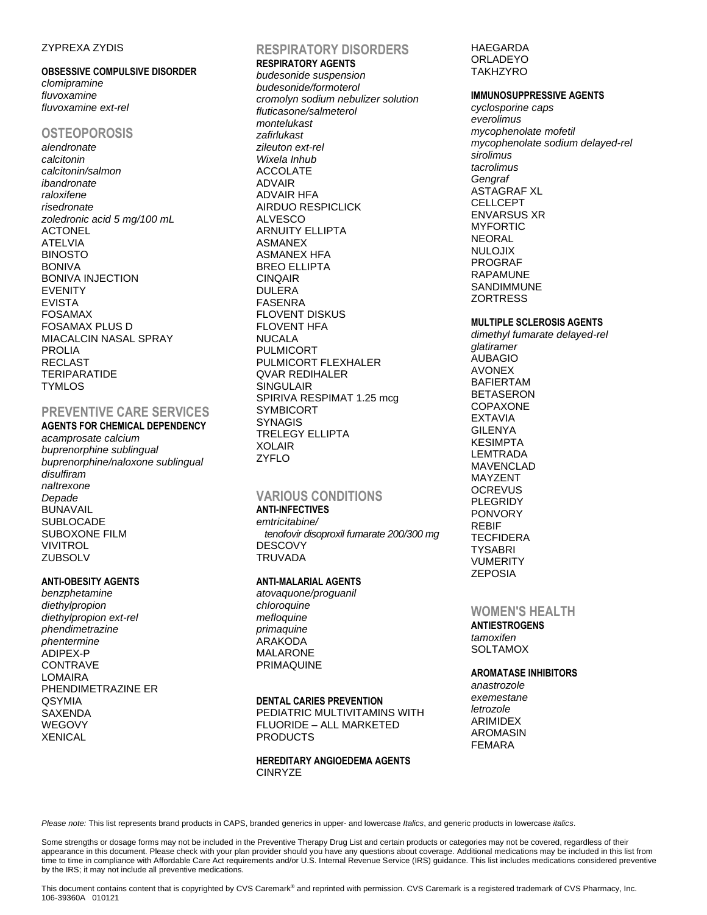ZYPREXA ZYDIS

**OBSESSIVE COMPULSIVE DISORDER**

*clomipramine*
*fluvoxamine*
*fluvoxamine ext-rel*

## OSTEOPOROSIS

*alendronate*
*calcitonin*
*calcitonin/salmon*
*ibandronate*
*raloxifene*
*risedronate*
*zoledronic acid 5 mg/100 mL*
ACTONEL
ATELVIA
BINOSTO
BONIVA
BONIVA INJECTION
EVENITY
EVISTA
FOSAMAX
FOSAMAX PLUS D
MIACALCIN NASAL SPRAY
PROLIA
RECLAST
TERIPARATIDE
TYMLOS

## PREVENTIVE CARE SERVICES

**AGENTS FOR CHEMICAL DEPENDENCY**

*acamprosate calcium*
*buprenorphine sublingual*
*buprenorphine/naloxone sublingual*
*disulfiram*
*naltrexone*
*Depade*
BUNAVAIL
SUBLOCADE
SUBOXONE FILM
VIVITROL
ZUBSOLV

**ANTI-OBESITY AGENTS**

*benzphetamine*
*diethylpropion*
*diethylpropion ext-rel*
*phendimetrazine*
*phentermine*
ADIPEX-P
CONTRAVE
LOMAIRA
PHENDIMETRAZINE ER
QSYMIA
SAXENDA
WEGOVY
XENICAL

## RESPIRATORY DISORDERS

**RESPIRATORY AGENTS**

*budesonide suspension*
*budesonide/formoterol*
*cromolyn sodium nebulizer solution*
*fluticasone/salmeterol*
*montelukast*
*zafirlukast*
*zileuton ext-rel*
*Wixela Inhub*
ACCOLATE
ADVAIR
ADVAIR HFA
AIRDUO RESPICLICK
ALVESCO
ARNUITY ELLIPTA
ASMANEX
ASMANEX HFA
BREO ELLIPTA
CINQAIR
DULERA
FASENRA
FLOVENT DISKUS
FLOVENT HFA
NUCALA
PULMICORT
PULMICORT FLEXHALER
QVAR REDIHALER
SINGULAIR
SPIRIVA RESPIMAT 1.25 mcg
SYMBICORT
SYNAGIS
TRELEGY ELLIPTA
XOLAIR
ZYFLO

## VARIOUS CONDITIONS

**ANTI-INFECTIVES**

*emtricitabine/ tenofovir disoproxil fumarate 200/300 mg*
DESCOVY
TRUVADA

**ANTI-MALARIAL AGENTS**

*atovaquone/proguanil*
*chloroquine*
*mefloquine*
*primaquine*
ARAKODA
MALARONE
PRIMAQUINE

**DENTAL CARIES PREVENTION**

PEDIATRIC MULTIVITAMINS WITH FLUORIDE – ALL MARKETED PRODUCTS

**HEREDITARY ANGIOEDEMA AGENTS**

CINRYZE
HAEGARDA
ORLADEYO
TAKHZYRO

**IMMUNOSUPPRESSIVE AGENTS**

*cyclosporine caps*
*everolimus*
*mycophenolate mofetil*
*mycophenolate sodium delayed-rel*
*sirolimus*
*tacrolimus*
*Gengraf*
ASTAGRAF XL
CELLCEPT
ENVARSUS XR
MYFORTIC
NEORAL
NULOJIX
PROGRAF
RAPAMUNE
SANDIMMUNE
ZORTRESS

**MULTIPLE SCLEROSIS AGENTS**

*dimethyl fumarate delayed-rel*
*glatiramer*
AUBAGIO
AVONEX
BAFIERTAM
BETASERON
COPAXONE
EXTAVIA
GILENYA
KESIMPTA
LEMTRADA
MAVENCLAD
MAYZENT
OCREVUS
PLEGRIDY
PONVORY
REBIF
TECFIDERA
TYSABRI
VUMERITY
ZEPOSIA

## WOMEN'S HEALTH

**ANTIESTROGENS**

*tamoxifen*
SOLTAMOX

**AROMATASE INHIBITORS**

*anastrozole*
*exemestane*
*letrozole*
ARIMIDEX
AROMASIN
FEMARA

*Please note:* This list represents brand products in CAPS, branded generics in upper- and lowercase *Italics*, and generic products in lowercase *italics*.

Some strengths or dosage forms may not be included in the Preventive Therapy Drug List and certain products or categories may not be covered, regardless of their appearance in this document. Please check with your plan provider should you have any questions about coverage. Additional medications may be included in this list from time to time in compliance with Affordable Care Act requirements and/or U.S. Internal Revenue Service (IRS) guidance. This list includes medications considered preventive by the IRS; it may not include all preventive medications.

This document contains content that is copyrighted by CVS Caremark® and reprinted with permission. CVS Caremark is a registered trademark of CVS Pharmacy, Inc.
106-39360A 010121